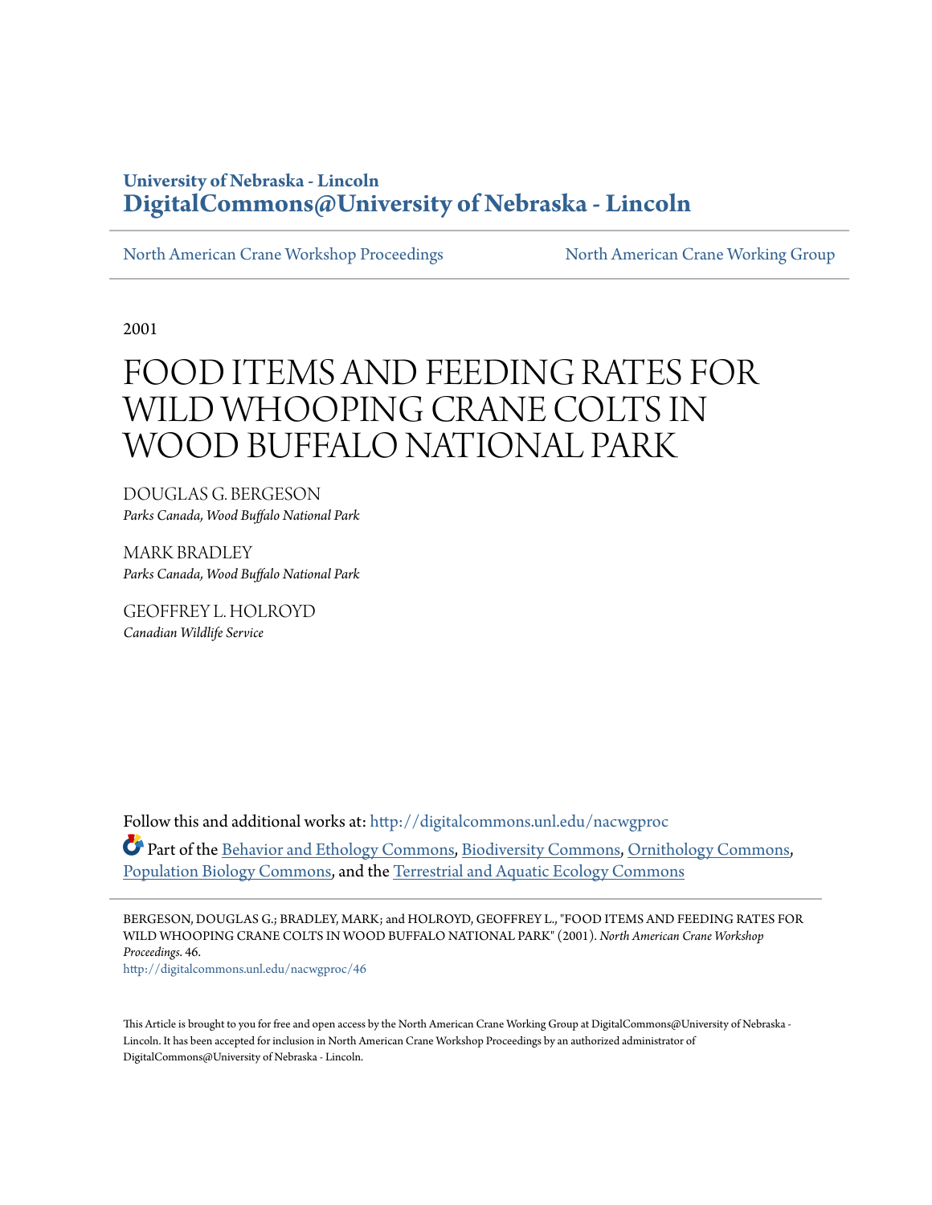University of Nebraska - Lincoln
**DigitalCommons@University of Nebraska - Lincoln**

North American Crane Workshop Proceedings | North American Crane Working Group

2001

# FOOD ITEMS AND FEEDING RATES FOR WILD WHOOPING CRANE COLTS IN WOOD BUFFALO NATIONAL PARK

DOUGLAS G. BERGESON
*Parks Canada, Wood Buffalo National Park*

MARK BRADLEY
*Parks Canada, Wood Buffalo National Park*

GEOFFREY L. HOLROYD
*Canadian Wildlife Service*

Follow this and additional works at: http://digitalcommons.unl.edu/nacwgproc

Part of the Behavior and Ethology Commons, Biodiversity Commons, Ornithology Commons, Population Biology Commons, and the Terrestrial and Aquatic Ecology Commons

BERGESON, DOUGLAS G.; BRADLEY, MARK; and HOLROYD, GEOFFREY L., "FOOD ITEMS AND FEEDING RATES FOR WILD WHOOPING CRANE COLTS IN WOOD BUFFALO NATIONAL PARK" (2001). *North American Crane Workshop Proceedings*. 46.
http://digitalcommons.unl.edu/nacwgproc/46

This Article is brought to you for free and open access by the North American Crane Working Group at DigitalCommons@University of Nebraska - Lincoln. It has been accepted for inclusion in North American Crane Workshop Proceedings by an authorized administrator of DigitalCommons@University of Nebraska - Lincoln.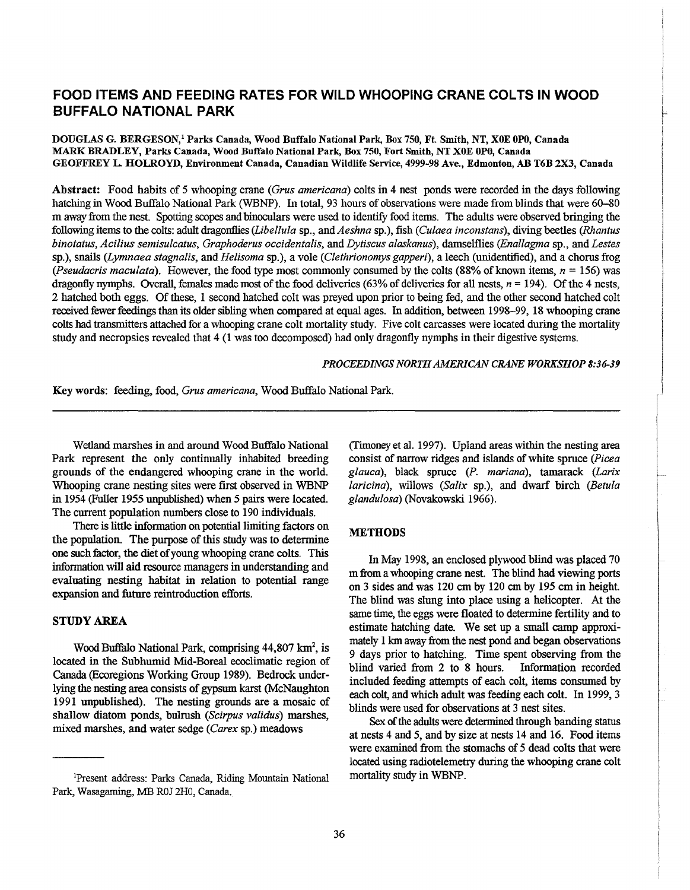# FOOD ITEMS AND FEEDING RATES FOR WILD WHOOPING CRANE COLTS IN WOOD BUFFALO NATIONAL PARK

**DOUGLAS G. BERGESON,[1] Parks Canada, Wood Buffalo National Park, Box 750, Ft. Smith, NT, X0E 0P0, Canada**
**MARK BRADLEY, Parks Canada, Wood Buffalo National Park, Box 750, Fort Smith, NT X0E 0P0, Canada**
**GEOFFREY L. HOLROYD, Environment Canada, Canadian Wildlife Service, 4999-98 Ave., Edmonton, AB T6B 2X3, Canada**

**Abstract:** Food habits of 5 whooping crane (*Grus americana*) colts in 4 nest ponds were recorded in the days following hatching in Wood Buffalo National Park (WBNP). In total, 93 hours of observations were made from blinds that were 60–80 m away from the nest. Spotting scopes and binoculars were used to identify food items. The adults were observed bringing the following items to the colts: adult dragonflies (*Libellula* sp., and *Aeshna* sp.), fish (*Culaea inconstans*), diving beetles (*Rhantus binotatus*, *Acilius semisulcatus*, *Graphoderus occidentalis*, and *Dytiscus alaskanus*), damselflies (*Enallagma* sp., and *Lestes* sp.), snails (*Lymnaea stagnalis*, and *Helisoma* sp.), a vole (*Clethrionomys gapperi*), a leech (unidentified), and a chorus frog (*Pseudacris maculata*). However, the food type most commonly consumed by the colts (88% of known items, $n = 156$) was dragonfly nymphs. Overall, females made most of the food deliveries (63% of deliveries for all nests, $n = 194$). Of the 4 nests, 2 hatched both eggs. Of these, 1 second hatched colt was preyed upon prior to being fed, and the other second hatched colt received fewer feedings than its older sibling when compared at equal ages. In addition, between 1998–99, 18 whooping crane colts had transmitters attached for a whooping crane colt mortality study. Five colt carcasses were located during the mortality study and necropsies revealed that 4 (1 was too decomposed) had only dragonfly nymphs in their digestive systems.

*PROCEEDINGS NORTH AMERICAN CRANE WORKSHOP 8:36–39*

**Key words:** feeding, food, *Grus americana*, Wood Buffalo National Park.

---

Wetland marshes in and around Wood Buffalo National Park represent the only continually inhabited breeding grounds of the endangered whooping crane in the world. Whooping crane nesting sites were first observed in WBNP in 1954 (Fuller 1955 unpublished) when 5 pairs were located. The current population numbers close to 190 individuals.

There is little information on potential limiting factors on the population. The purpose of this study was to determine one such factor, the diet of young whooping crane colts. This information will aid resource managers in understanding and evaluating nesting habitat in relation to potential range expansion and future reintroduction efforts.

## STUDY AREA

Wood Buffalo National Park, comprising 44,807 km$^2$, is located in the Subhumid Mid-Boreal ecoclimatic region of Canada (Ecoregions Working Group 1989). Bedrock underlying the nesting area consists of gypsum karst (McNaughton 1991 unpublished). The nesting grounds are a mosaic of shallow diatom ponds, bulrush (*Scirpus validus*) marshes, mixed marshes, and water sedge (*Carex* sp.) meadows (Timoney et al. 1997). Upland areas within the nesting area consist of narrow ridges and islands of white spruce (*Picea glauca*), black spruce (*P. mariana*), tamarack (*Larix laricina*), willows (*Salix* sp.), and dwarf birch (*Betula glandulosa*) (Novakowski 1966).

## METHODS

In May 1998, an enclosed plywood blind was placed 70 m from a whooping crane nest. The blind had viewing ports on 3 sides and was 120 cm by 120 cm by 195 cm in height. The blind was slung into place using a helicopter. At the same time, the eggs were floated to determine fertility and to estimate hatching date. We set up a small camp approximately 1 km away from the nest pond and began observations 9 days prior to hatching. Time spent observing from the blind varied from 2 to 8 hours. Information recorded included feeding attempts of each colt, items consumed by each colt, and which adult was feeding each colt. In 1999, 3 blinds were used for observations at 3 nest sites.

Sex of the adults were determined through banding status at nests 4 and 5, and by size at nests 14 and 16. Food items were examined from the stomachs of 5 dead colts that were located using radiotelemetry during the whooping crane colt mortality study in WBNP.

[1]Present address: Parks Canada, Riding Mountain National Park, Wasagaming, MB R0J 2H0, Canada.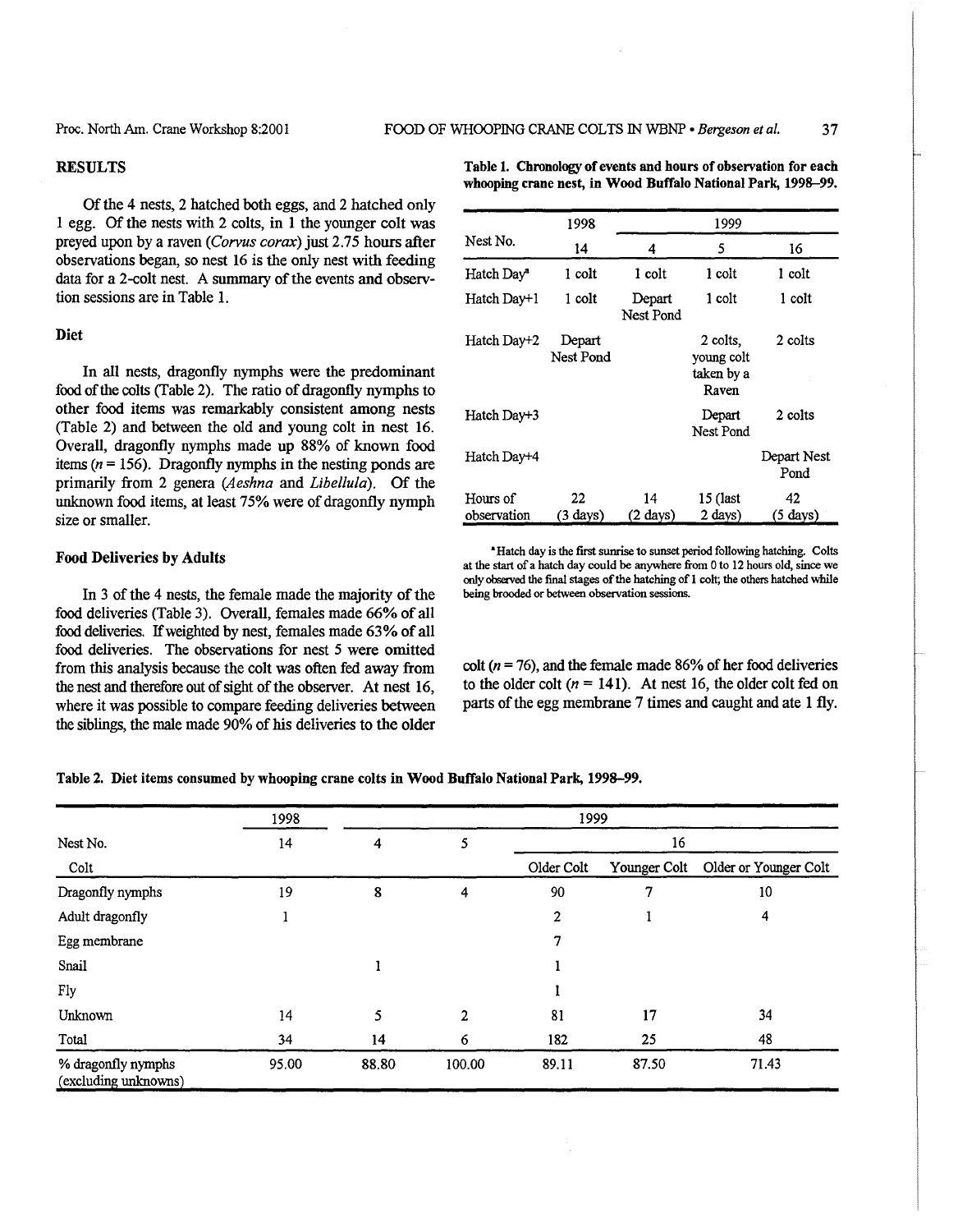## RESULTS

Of the 4 nests, 2 hatched both eggs, and 2 hatched only 1 egg. Of the nests with 2 colts, in 1 the younger colt was preyed upon by a raven (*Corvus corax*) just 2.75 hours after observations began, so nest 16 is the only nest with feeding data for a 2-colt nest. A summary of the events and observation sessions are in Table 1.

### Diet

In all nests, dragonfly nymphs were the predominant food of the colts (Table 2). The ratio of dragonfly nymphs to other food items was remarkably consistent among nests (Table 2) and between the old and young colt in nest 16. Overall, dragonfly nymphs made up 88% of known food items ($n = 156$). Dragonfly nymphs in the nesting ponds are primarily from 2 genera (*Aeshna* and *Libellula*). Of the unknown food items, at least 75% were of dragonfly nymph size or smaller.

### Food Deliveries by Adults

In 3 of the 4 nests, the female made the majority of the food deliveries (Table 3). Overall, females made 66% of all food deliveries. If weighted by nest, females made 63% of all food deliveries. The observations for nest 5 were omitted from this analysis because the colt was often fed away from the nest and therefore out of sight of the observer. At nest 16, where it was possible to compare feeding deliveries between the siblings, the male made 90% of his deliveries to the older colt ($n = 76$), and the female made 86% of her food deliveries to the older colt ($n = 141$). At nest 16, the older colt fed on parts of the egg membrane 7 times and caught and ate 1 fly.

**Table 1. Chronology of events and hours of observation for each whooping crane nest, in Wood Buffalo National Park, 1998–99.**

| | 1998 | 1999 | | |
|---|---|---|---|---|
| Nest No. | 14 | 4 | 5 | 16 |
| Hatch Day[a] | 1 colt | 1 colt | 1 colt | 1 colt |
| Hatch Day+1 | 1 colt | Depart Nest Pond | 1 colt | 1 colt |
| Hatch Day+2 | Depart Nest Pond | | 2 colts, young colt taken by a Raven | 2 colts |
| Hatch Day+3 | | | Depart Nest Pond | 2 colts |
| Hatch Day+4 | | | | Depart Nest Pond |
| Hours of observation | 22 (3 days) | 14 (2 days) | 15 (last 2 days) | 42 (5 days) |

[a] Hatch day is the first sunrise to sunset period following hatching. Colts at the start of a hatch day could be anywhere from 0 to 12 hours old, since we only observed the final stages of the hatching of 1 colt; the others hatched while being brooded or between observation sessions.

**Table 2. Diet items consumed by whooping crane colts in Wood Buffalo National Park, 1998–99.**

| | 1998 | 1999 | | | | |
|---|---|---|---|---|---|---|
| Nest No. | 14 | 4 | 5 | 16 | | |
| Colt | | | | Older Colt | Younger Colt | Older or Younger Colt |
| Dragonfly nymphs | 19 | 8 | 4 | 90 | 7 | 10 |
| Adult dragonfly | 1 | | | 2 | 1 | 4 |
| Egg membrane | | | | 7 | | |
| Snail | | 1 | | 1 | | |
| Fly | | | | 1 | | |
| Unknown | 14 | 5 | 2 | 81 | 17 | 34 |
| Total | 34 | 14 | 6 | 182 | 25 | 48 |
| % dragonfly nymphs (excluding unknowns) | 95.00 | 88.80 | 100.00 | 89.11 | 87.50 | 71.43 |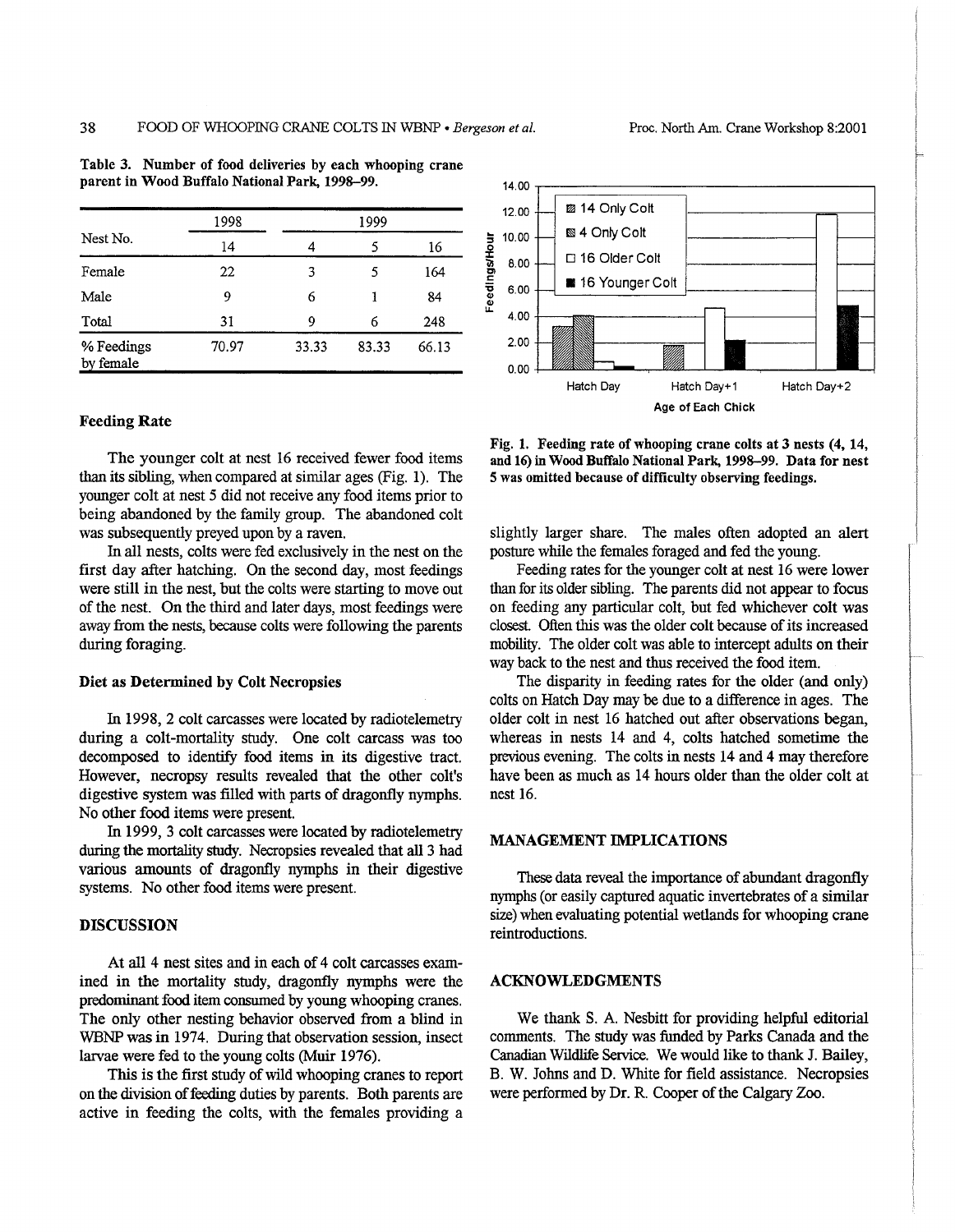Table 3. Number of food deliveries by each whooping crane parent in Wood Buffalo National Park, 1998–99.

| Nest No. | 1998 | 1999 | | |
|---|---|---|---|---|
| | 14 | 4 | 5 | 16 |
| Female | 22 | 3 | 5 | 164 |
| Male | 9 | 6 | 1 | 84 |
| Total | 31 | 9 | 6 | 248 |
| % Feedings by female | 70.97 | 33.33 | 83.33 | 66.13 |

Fig. 1. Feeding rate of whooping crane colts at 3 nests (4, 14, and 16) in Wood Buffalo National Park, 1998–99. Data for nest 5 was omitted because of difficulty observing feedings.

### Feeding Rate

The younger colt at nest 16 received fewer food items than its sibling, when compared at similar ages (Fig. 1). The younger colt at nest 5 did not receive any food items prior to being abandoned by the family group. The abandoned colt was subsequently preyed upon by a raven.

In all nests, colts were fed exclusively in the nest on the first day after hatching. On the second day, most feedings were still in the nest, but the colts were starting to move out of the nest. On the third and later days, most feedings were away from the nests, because colts were following the parents during foraging.

### Diet as Determined by Colt Necropsies

In 1998, 2 colt carcasses were located by radiotelemetry during a colt-mortality study. One colt carcass was too decomposed to identify food items in its digestive tract. However, necropsy results revealed that the other colt's digestive system was filled with parts of dragonfly nymphs. No other food items were present.

In 1999, 3 colt carcasses were located by radiotelemetry during the mortality study. Necropsies revealed that all 3 had various amounts of dragonfly nymphs in their digestive systems. No other food items were present.

## DISCUSSION

At all 4 nest sites and in each of 4 colt carcasses examined in the mortality study, dragonfly nymphs were the predominant food item consumed by young whooping cranes. The only other nesting behavior observed from a blind in WBNP was in 1974. During that observation session, insect larvae were fed to the young colts (Muir 1976).

This is the first study of wild whooping cranes to report on the division of feeding duties by parents. Both parents are active in feeding the colts, with the females providing a slightly larger share. The males often adopted an alert posture while the females foraged and fed the young.

Feeding rates for the younger colt at nest 16 were lower than for its older sibling. The parents did not appear to focus on feeding any particular colt, but fed whichever colt was closest. Often this was the older colt because of its increased mobility. The older colt was able to intercept adults on their way back to the nest and thus received the food item.

The disparity in feeding rates for the older (and only) colts on Hatch Day may be due to a difference in ages. The older colt in nest 16 hatched out after observations began, whereas in nests 14 and 4, colts hatched sometime the previous evening. The colts in nests 14 and 4 may therefore have been as much as 14 hours older than the older colt at nest 16.

## MANAGEMENT IMPLICATIONS

These data reveal the importance of abundant dragonfly nymphs (or easily captured aquatic invertebrates of a similar size) when evaluating potential wetlands for whooping crane reintroductions.

## ACKNOWLEDGMENTS

We thank S. A. Nesbitt for providing helpful editorial comments. The study was funded by Parks Canada and the Canadian Wildlife Service. We would like to thank J. Bailey, B. W. Johns and D. White for field assistance. Necropsies were performed by Dr. R. Cooper of the Calgary Zoo.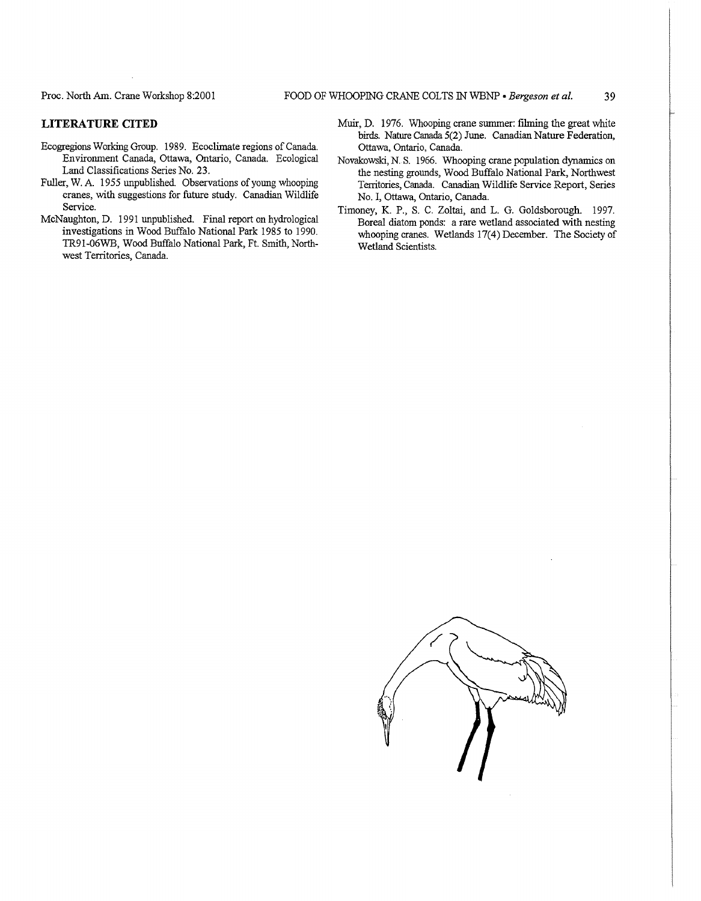## LITERATURE CITED

Ecogregions Working Group. 1989. Ecoclimate regions of Canada. Environment Canada, Ottawa, Ontario, Canada. Ecological Land Classifications Series No. 23.

Fuller, W. A. 1955 unpublished. Observations of young whooping cranes, with suggestions for future study. Canadian Wildlife Service.

McNaughton, D. 1991 unpublished. Final report on hydrological investigations in Wood Buffalo National Park 1985 to 1990. TR91-06WB, Wood Buffalo National Park, Ft. Smith, Northwest Territories, Canada.

Muir, D. 1976. Whooping crane summer: filming the great white birds. Nature Canada 5(2) June. Canadian Nature Federation, Ottawa, Ontario, Canada.

Novakowski, N. S. 1966. Whooping crane population dynamics on the nesting grounds, Wood Buffalo National Park, Northwest Territories, Canada. Canadian Wildlife Service Report, Series No. I, Ottawa, Ontario, Canada.

Timoney, K. P., S. C. Zoltai, and L. G. Goldsborough. 1997. Boreal diatom ponds: a rare wetland associated with nesting whooping cranes. Wetlands 17(4) December. The Society of Wetland Scientists.